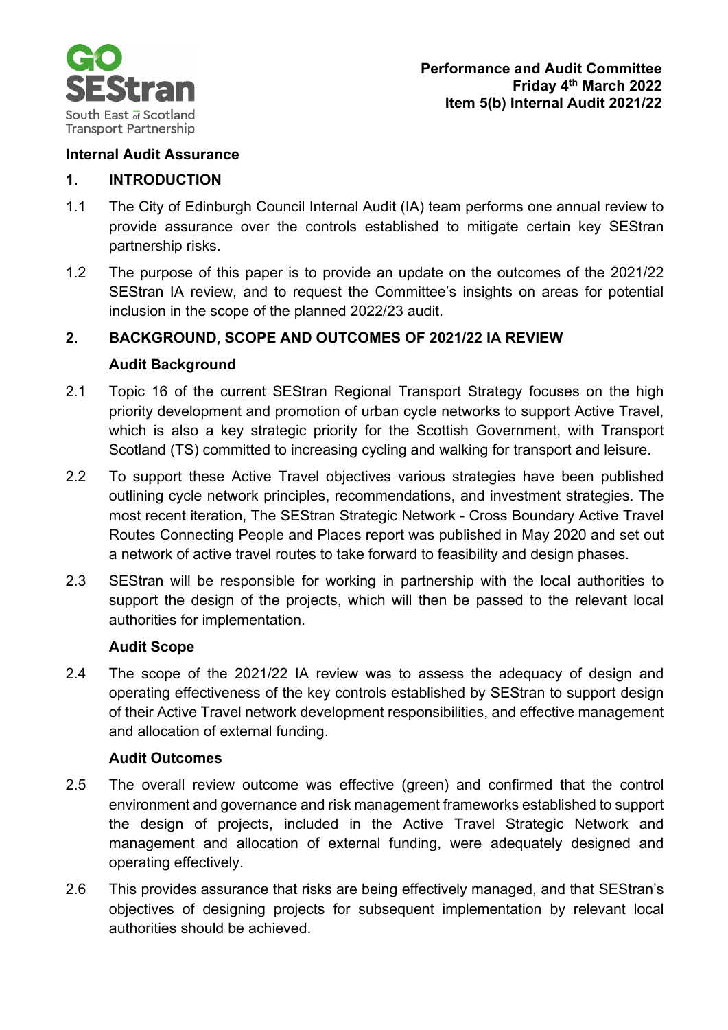**Performance and Audit Committee**
**Friday 4th March 2022**
**Item 5(b) Internal Audit 2021/22**

**Internal Audit Assurance**

## 1. INTRODUCTION

1.1 The City of Edinburgh Council Internal Audit (IA) team performs one annual review to provide assurance over the controls established to mitigate certain key SEStran partnership risks.

1.2 The purpose of this paper is to provide an update on the outcomes of the 2021/22 SEStran IA review, and to request the Committee's insights on areas for potential inclusion in the scope of the planned 2022/23 audit.

## 2. BACKGROUND, SCOPE AND OUTCOMES OF 2021/22 IA REVIEW

### Audit Background

2.1 Topic 16 of the current SEStran Regional Transport Strategy focuses on the high priority development and promotion of urban cycle networks to support Active Travel, which is also a key strategic priority for the Scottish Government, with Transport Scotland (TS) committed to increasing cycling and walking for transport and leisure.

2.2 To support these Active Travel objectives various strategies have been published outlining cycle network principles, recommendations, and investment strategies. The most recent iteration, The SEStran Strategic Network - Cross Boundary Active Travel Routes Connecting People and Places report was published in May 2020 and set out a network of active travel routes to take forward to feasibility and design phases.

2.3 SEStran will be responsible for working in partnership with the local authorities to support the design of the projects, which will then be passed to the relevant local authorities for implementation.

### Audit Scope

2.4 The scope of the 2021/22 IA review was to assess the adequacy of design and operating effectiveness of the key controls established by SEStran to support design of their Active Travel network development responsibilities, and effective management and allocation of external funding.

### Audit Outcomes

2.5 The overall review outcome was effective (green) and confirmed that the control environment and governance and risk management frameworks established to support the design of projects, included in the Active Travel Strategic Network and management and allocation of external funding, were adequately designed and operating effectively.

2.6 This provides assurance that risks are being effectively managed, and that SEStran's objectives of designing projects for subsequent implementation by relevant local authorities should be achieved.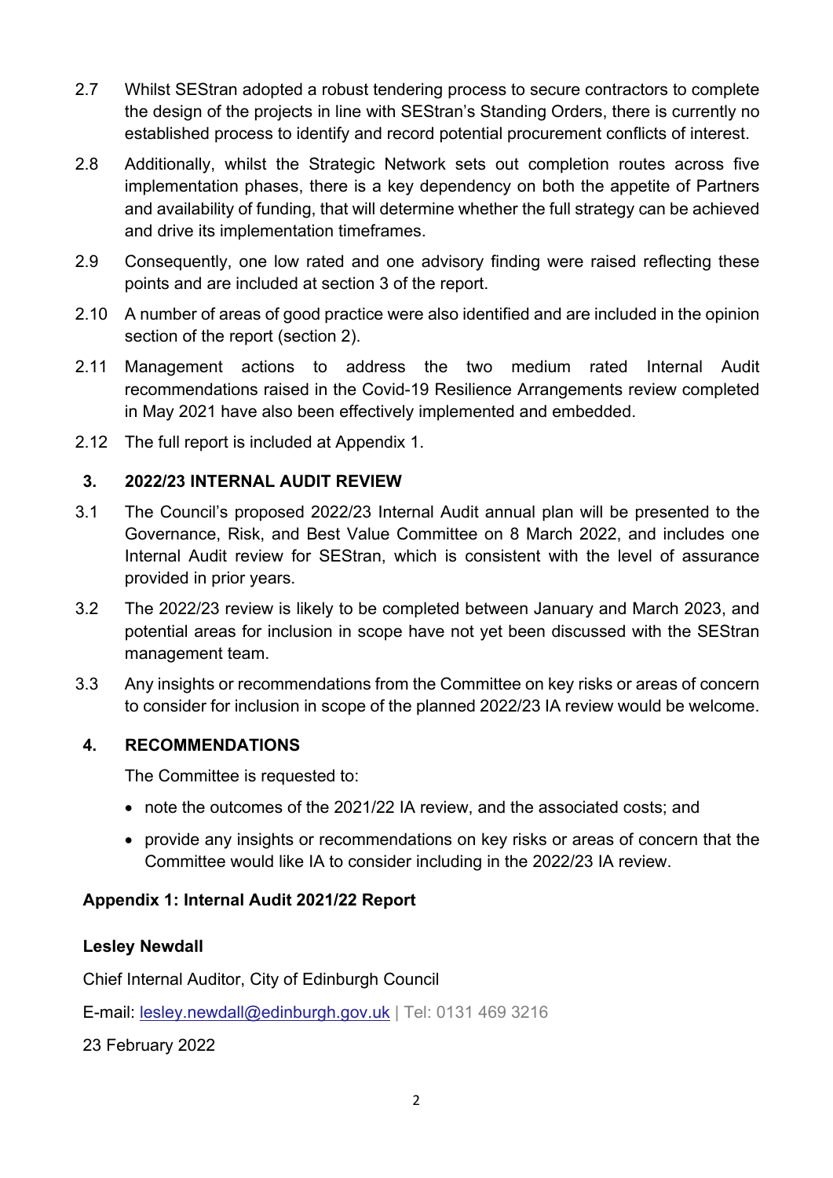2.7 Whilst SEStran adopted a robust tendering process to secure contractors to complete the design of the projects in line with SEStran's Standing Orders, there is currently no established process to identify and record potential procurement conflicts of interest.

2.8 Additionally, whilst the Strategic Network sets out completion routes across five implementation phases, there is a key dependency on both the appetite of Partners and availability of funding, that will determine whether the full strategy can be achieved and drive its implementation timeframes.

2.9 Consequently, one low rated and one advisory finding were raised reflecting these points and are included at section 3 of the report.

2.10 A number of areas of good practice were also identified and are included in the opinion section of the report (section 2).

2.11 Management actions to address the two medium rated Internal Audit recommendations raised in the Covid-19 Resilience Arrangements review completed in May 2021 have also been effectively implemented and embedded.

2.12 The full report is included at Appendix 1.

## 3. 2022/23 INTERNAL AUDIT REVIEW

3.1 The Council's proposed 2022/23 Internal Audit annual plan will be presented to the Governance, Risk, and Best Value Committee on 8 March 2022, and includes one Internal Audit review for SEStran, which is consistent with the level of assurance provided in prior years.

3.2 The 2022/23 review is likely to be completed between January and March 2023, and potential areas for inclusion in scope have not yet been discussed with the SEStran management team.

3.3 Any insights or recommendations from the Committee on key risks or areas of concern to consider for inclusion in scope of the planned 2022/23 IA review would be welcome.

## 4. RECOMMENDATIONS

The Committee is requested to:

- note the outcomes of the 2021/22 IA review, and the associated costs; and
- provide any insights or recommendations on key risks or areas of concern that the Committee would like IA to consider including in the 2022/23 IA review.

**Appendix 1: Internal Audit 2021/22 Report**

**Lesley Newdall**

Chief Internal Auditor, City of Edinburgh Council

E-mail: lesley.newdall@edinburgh.gov.uk | Tel: 0131 469 3216

23 February 2022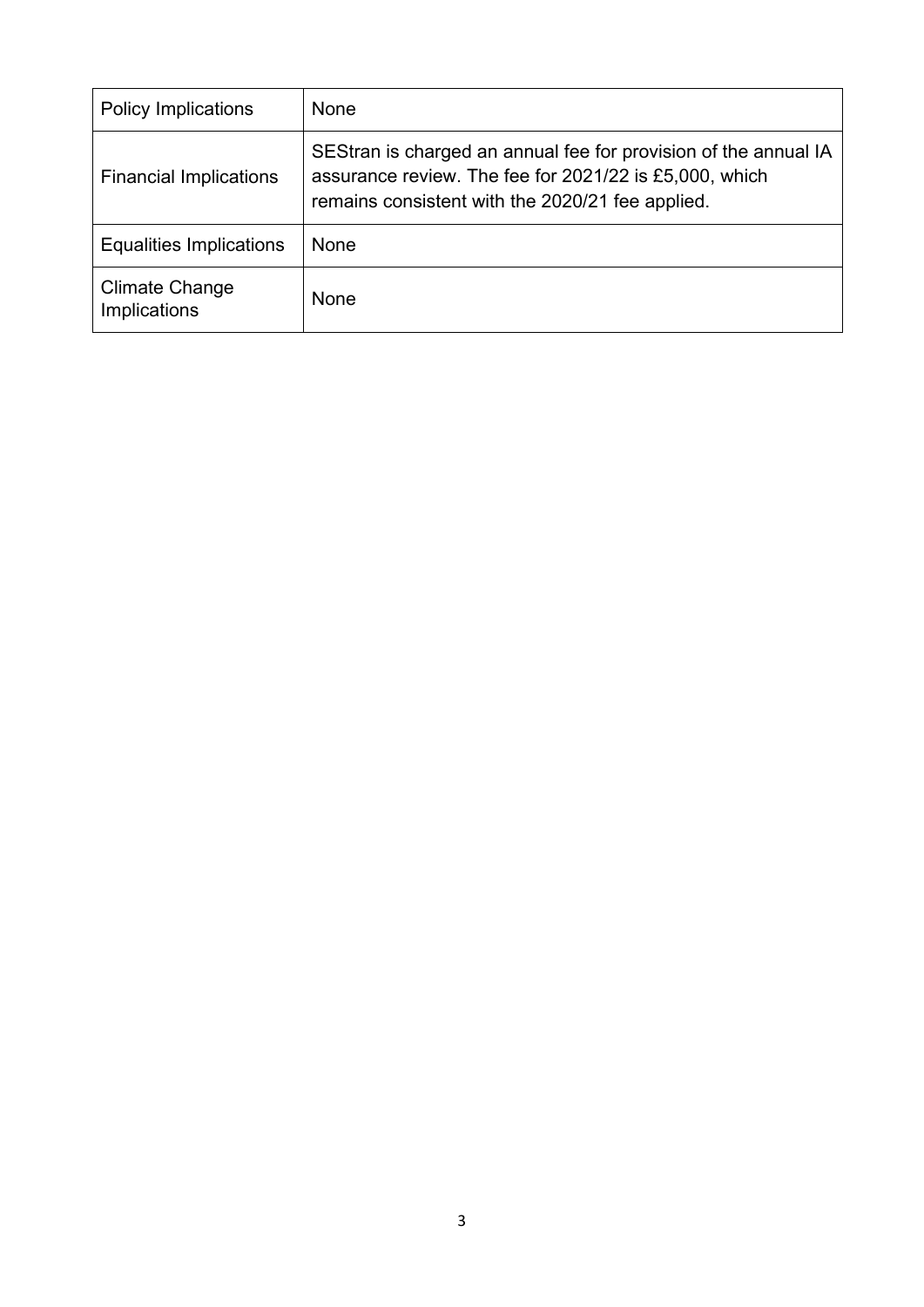| Policy Implications | None |
| --- | --- |
| Financial Implications | SEStran is charged an annual fee for provision of the annual IA assurance review. The fee for 2021/22 is £5,000, which remains consistent with the 2020/21 fee applied. |
| Equalities Implications | None |
| Climate Change Implications | None |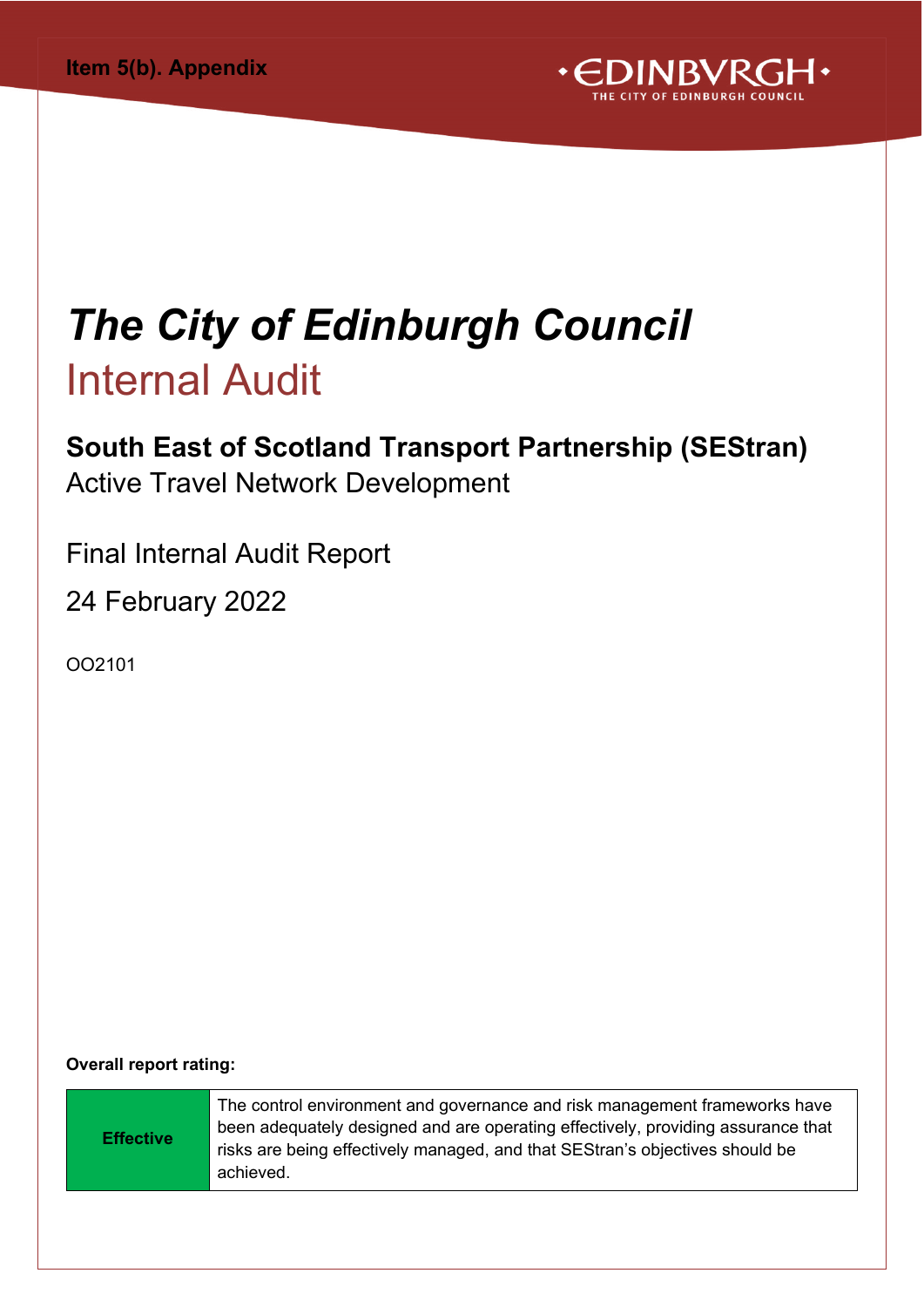Item 5(b). Appendix

# *The City of Edinburgh Council*

# Internal Audit

## South East of Scotland Transport Partnership (SEStran)

Active Travel Network Development

Final Internal Audit Report

24 February 2022

OO2101

**Overall report rating:**

| | |
|---|---|
| **Effective** | The control environment and governance and risk management frameworks have been adequately designed and are operating effectively, providing assurance that risks are being effectively managed, and that SEStran's objectives should be achieved. |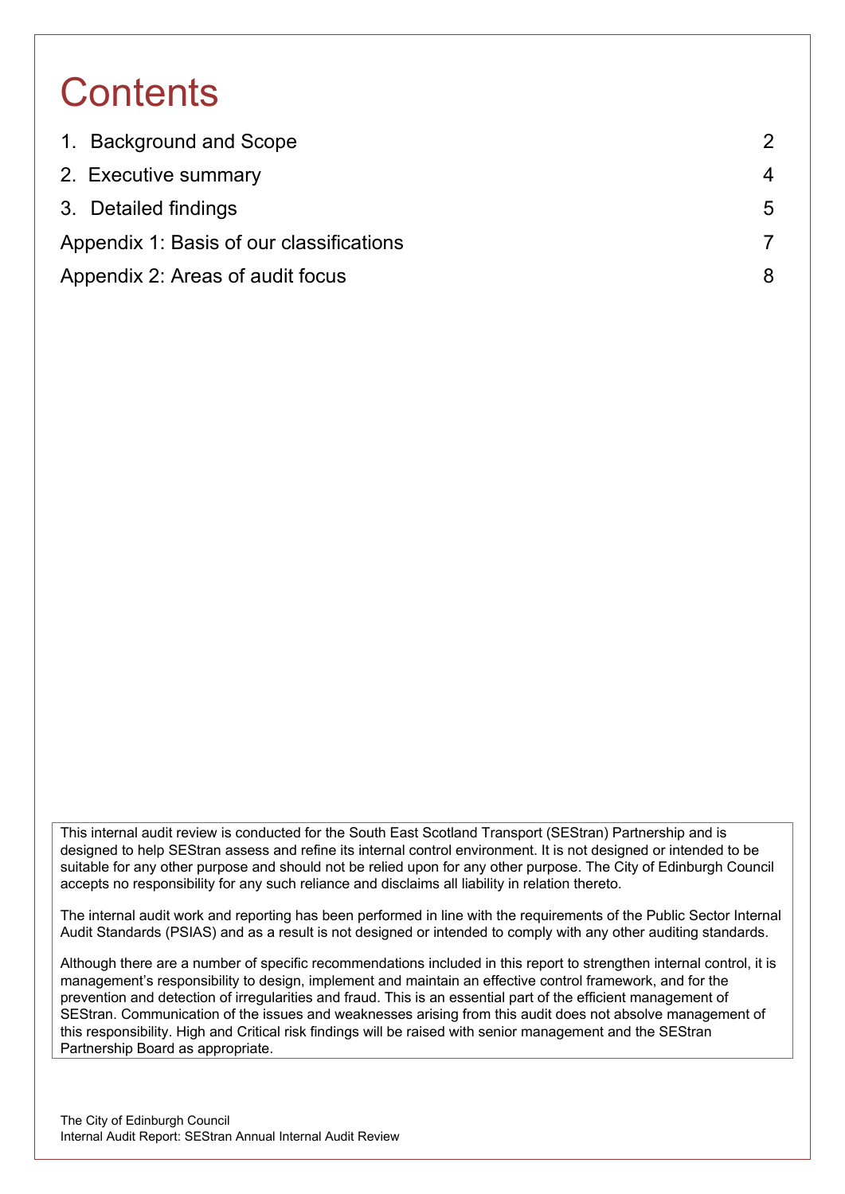# Contents

| | |
|---|---|
| 1. Background and Scope | 2 |
| 2. Executive summary | 4 |
| 3. Detailed findings | 5 |
| Appendix 1: Basis of our classifications | 7 |
| Appendix 2: Areas of audit focus | 8 |

This internal audit review is conducted for the South East Scotland Transport (SEStran) Partnership and is designed to help SEStran assess and refine its internal control environment. It is not designed or intended to be suitable for any other purpose and should not be relied upon for any other purpose. The City of Edinburgh Council accepts no responsibility for any such reliance and disclaims all liability in relation thereto.

The internal audit work and reporting has been performed in line with the requirements of the Public Sector Internal Audit Standards (PSIAS) and as a result is not designed or intended to comply with any other auditing standards.

Although there are a number of specific recommendations included in this report to strengthen internal control, it is management's responsibility to design, implement and maintain an effective control framework, and for the prevention and detection of irregularities and fraud. This is an essential part of the efficient management of SEStran. Communication of the issues and weaknesses arising from this audit does not absolve management of this responsibility. High and Critical risk findings will be raised with senior management and the SEStran Partnership Board as appropriate.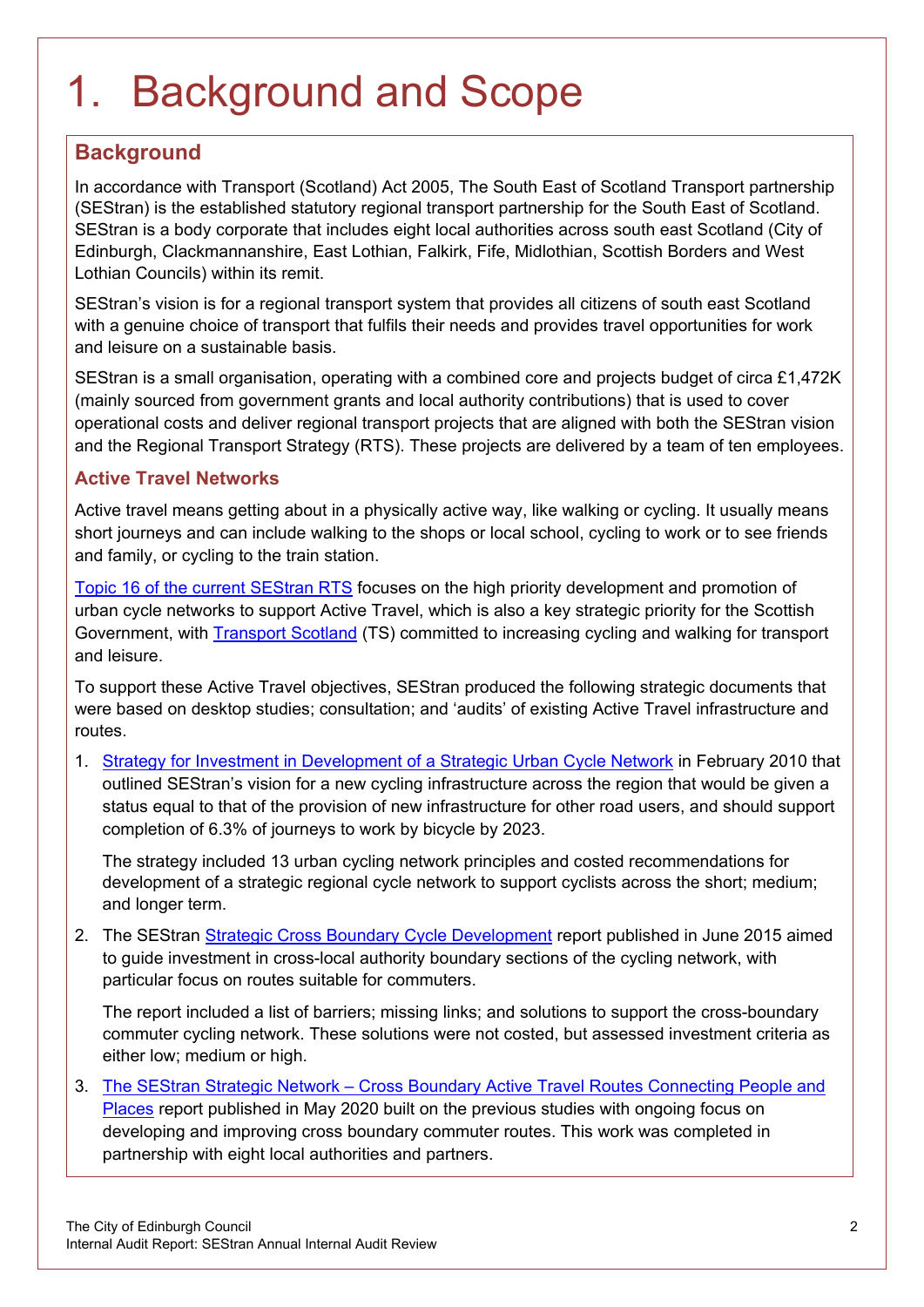# 1. Background and Scope

## Background

In accordance with Transport (Scotland) Act 2005, The South East of Scotland Transport partnership (SEStran) is the established statutory regional transport partnership for the South East of Scotland. SEStran is a body corporate that includes eight local authorities across south east Scotland (City of Edinburgh, Clackmannanshire, East Lothian, Falkirk, Fife, Midlothian, Scottish Borders and West Lothian Councils) within its remit.

SEStran's vision is for a regional transport system that provides all citizens of south east Scotland with a genuine choice of transport that fulfils their needs and provides travel opportunities for work and leisure on a sustainable basis.

SEStran is a small organisation, operating with a combined core and projects budget of circa £1,472K (mainly sourced from government grants and local authority contributions) that is used to cover operational costs and deliver regional transport projects that are aligned with both the SEStran vision and the Regional Transport Strategy (RTS). These projects are delivered by a team of ten employees.

### Active Travel Networks

Active travel means getting about in a physically active way, like walking or cycling. It usually means short journeys and can include walking to the shops or local school, cycling to work or to see friends and family, or cycling to the train station.

Topic 16 of the current SEStran RTS focuses on the high priority development and promotion of urban cycle networks to support Active Travel, which is also a key strategic priority for the Scottish Government, with Transport Scotland (TS) committed to increasing cycling and walking for transport and leisure.

To support these Active Travel objectives, SEStran produced the following strategic documents that were based on desktop studies; consultation; and 'audits' of existing Active Travel infrastructure and routes.

1. Strategy for Investment in Development of a Strategic Urban Cycle Network in February 2010 that outlined SEStran's vision for a new cycling infrastructure across the region that would be given a status equal to that of the provision of new infrastructure for other road users, and should support completion of 6.3% of journeys to work by bicycle by 2023.

   The strategy included 13 urban cycling network principles and costed recommendations for development of a strategic regional cycle network to support cyclists across the short; medium; and longer term.

2. The SEStran Strategic Cross Boundary Cycle Development report published in June 2015 aimed to guide investment in cross-local authority boundary sections of the cycling network, with particular focus on routes suitable for commuters.

   The report included a list of barriers; missing links; and solutions to support the cross-boundary commuter cycling network. These solutions were not costed, but assessed investment criteria as either low; medium or high.

3. The SEStran Strategic Network – Cross Boundary Active Travel Routes Connecting People and Places report published in May 2020 built on the previous studies with ongoing focus on developing and improving cross boundary commuter routes. This work was completed in partnership with eight local authorities and partners.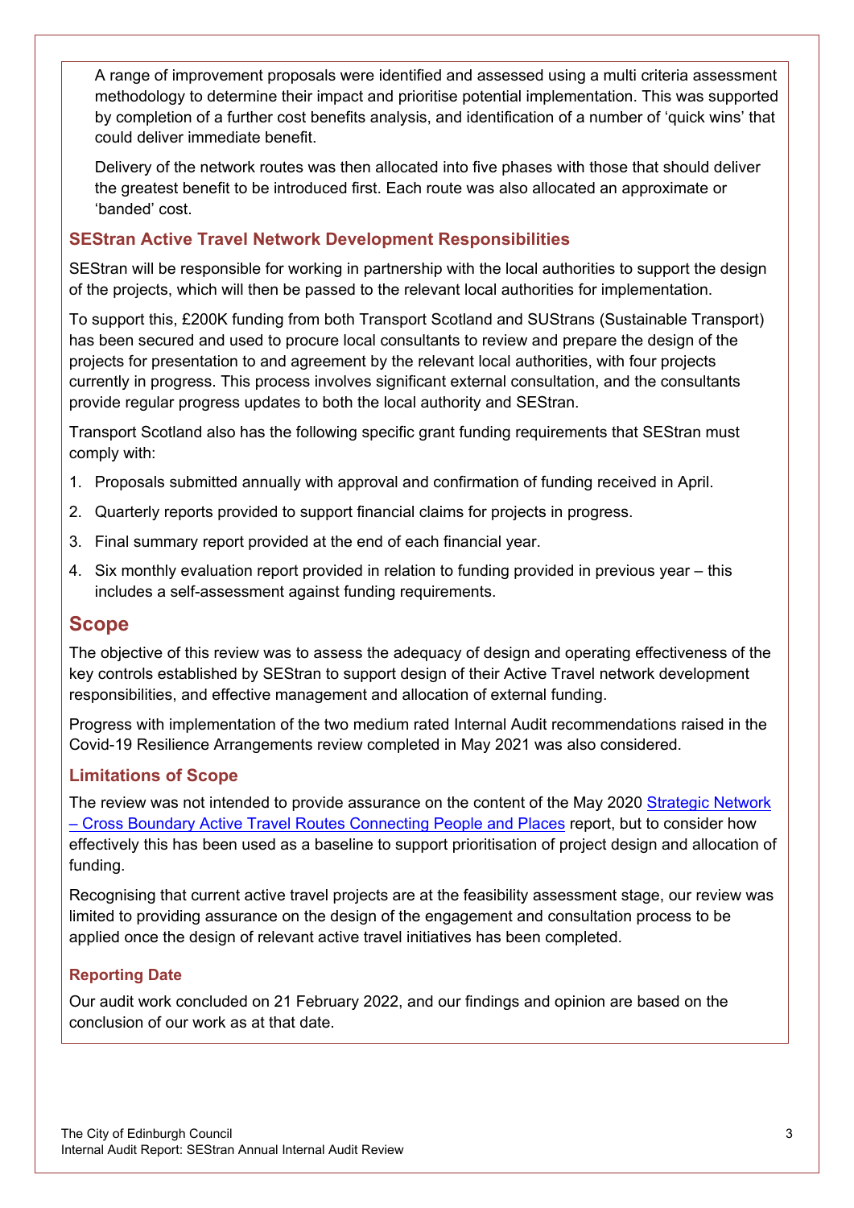A range of improvement proposals were identified and assessed using a multi criteria assessment methodology to determine their impact and prioritise potential implementation. This was supported by completion of a further cost benefits analysis, and identification of a number of 'quick wins' that could deliver immediate benefit.

Delivery of the network routes was then allocated into five phases with those that should deliver the greatest benefit to be introduced first. Each route was also allocated an approximate or 'banded' cost.

### SEStran Active Travel Network Development Responsibilities

SEStran will be responsible for working in partnership with the local authorities to support the design of the projects, which will then be passed to the relevant local authorities for implementation.

To support this, £200K funding from both Transport Scotland and SUStrans (Sustainable Transport) has been secured and used to procure local consultants to review and prepare the design of the projects for presentation to and agreement by the relevant local authorities, with four projects currently in progress. This process involves significant external consultation, and the consultants provide regular progress updates to both the local authority and SEStran.

Transport Scotland also has the following specific grant funding requirements that SEStran must comply with:

1. Proposals submitted annually with approval and confirmation of funding received in April.
2. Quarterly reports provided to support financial claims for projects in progress.
3. Final summary report provided at the end of each financial year.
4. Six monthly evaluation report provided in relation to funding provided in previous year – this includes a self-assessment against funding requirements.

## Scope

The objective of this review was to assess the adequacy of design and operating effectiveness of the key controls established by SEStran to support design of their Active Travel network development responsibilities, and effective management and allocation of external funding.

Progress with implementation of the two medium rated Internal Audit recommendations raised in the Covid-19 Resilience Arrangements review completed in May 2021 was also considered.

### Limitations of Scope

The review was not intended to provide assurance on the content of the May 2020 Strategic Network – Cross Boundary Active Travel Routes Connecting People and Places report, but to consider how effectively this has been used as a baseline to support prioritisation of project design and allocation of funding.

Recognising that current active travel projects are at the feasibility assessment stage, our review was limited to providing assurance on the design of the engagement and consultation process to be applied once the design of relevant active travel initiatives has been completed.

#### Reporting Date

Our audit work concluded on 21 February 2022, and our findings and opinion are based on the conclusion of our work as at that date.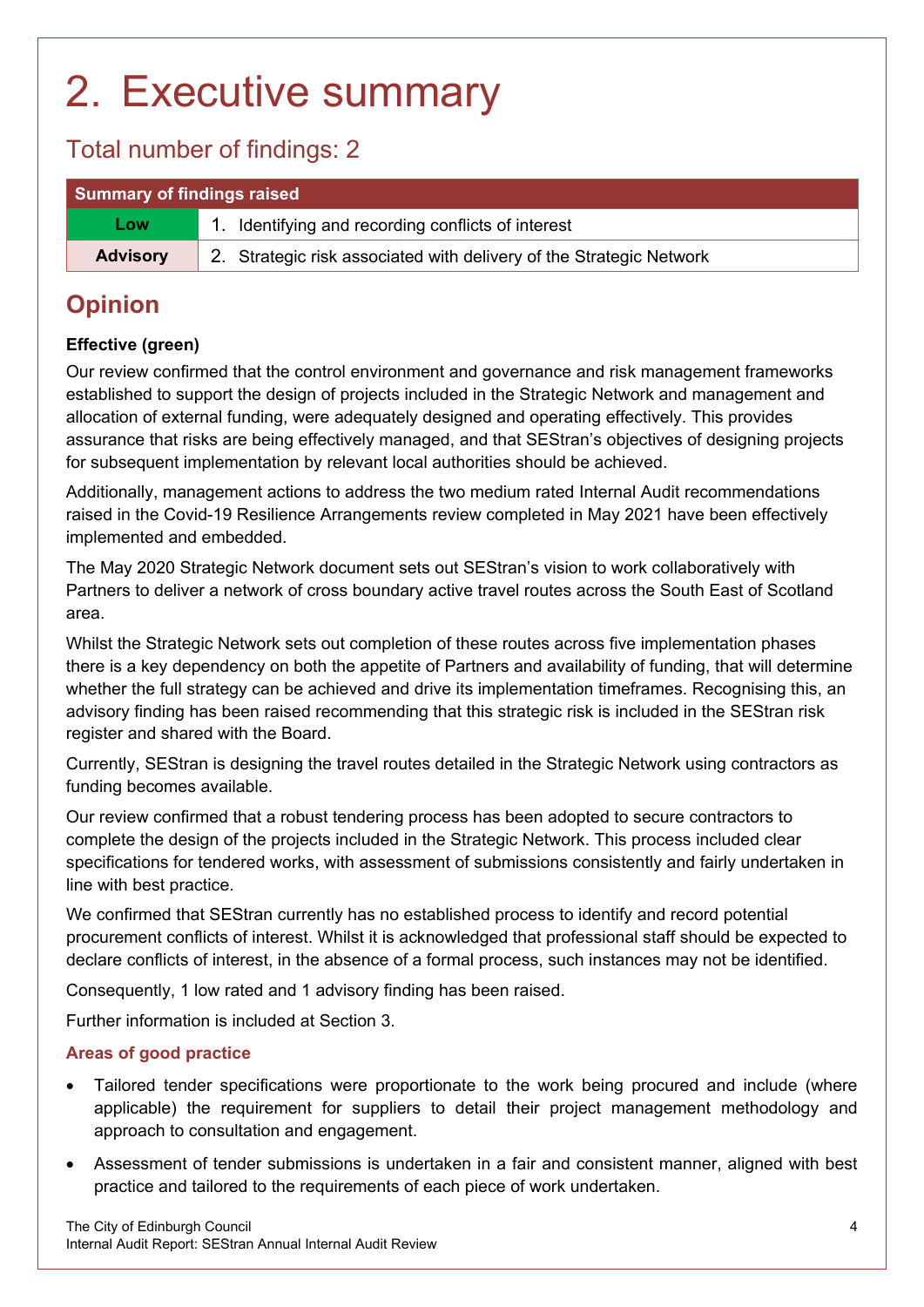# 2. Executive summary

## Total number of findings: 2

| Summary of findings raised | |
|---|---|
| **Low** | 1. Identifying and recording conflicts of interest |
| **Advisory** | 2. Strategic risk associated with delivery of the Strategic Network |

## Opinion

**Effective (green)**

Our review confirmed that the control environment and governance and risk management frameworks established to support the design of projects included in the Strategic Network and management and allocation of external funding, were adequately designed and operating effectively. This provides assurance that risks are being effectively managed, and that SEStran's objectives of designing projects for subsequent implementation by relevant local authorities should be achieved.

Additionally, management actions to address the two medium rated Internal Audit recommendations raised in the Covid-19 Resilience Arrangements review completed in May 2021 have been effectively implemented and embedded.

The May 2020 Strategic Network document sets out SEStran's vision to work collaboratively with Partners to deliver a network of cross boundary active travel routes across the South East of Scotland area.

Whilst the Strategic Network sets out completion of these routes across five implementation phases there is a key dependency on both the appetite of Partners and availability of funding, that will determine whether the full strategy can be achieved and drive its implementation timeframes. Recognising this, an advisory finding has been raised recommending that this strategic risk is included in the SEStran risk register and shared with the Board.

Currently, SEStran is designing the travel routes detailed in the Strategic Network using contractors as funding becomes available.

Our review confirmed that a robust tendering process has been adopted to secure contractors to complete the design of the projects included in the Strategic Network. This process included clear specifications for tendered works, with assessment of submissions consistently and fairly undertaken in line with best practice.

We confirmed that SEStran currently has no established process to identify and record potential procurement conflicts of interest. Whilst it is acknowledged that professional staff should be expected to declare conflicts of interest, in the absence of a formal process, such instances may not be identified.

Consequently, 1 low rated and 1 advisory finding has been raised.

Further information is included at Section 3.

### Areas of good practice

- Tailored tender specifications were proportionate to the work being procured and include (where applicable) the requirement for suppliers to detail their project management methodology and approach to consultation and engagement.
- Assessment of tender submissions is undertaken in a fair and consistent manner, aligned with best practice and tailored to the requirements of each piece of work undertaken.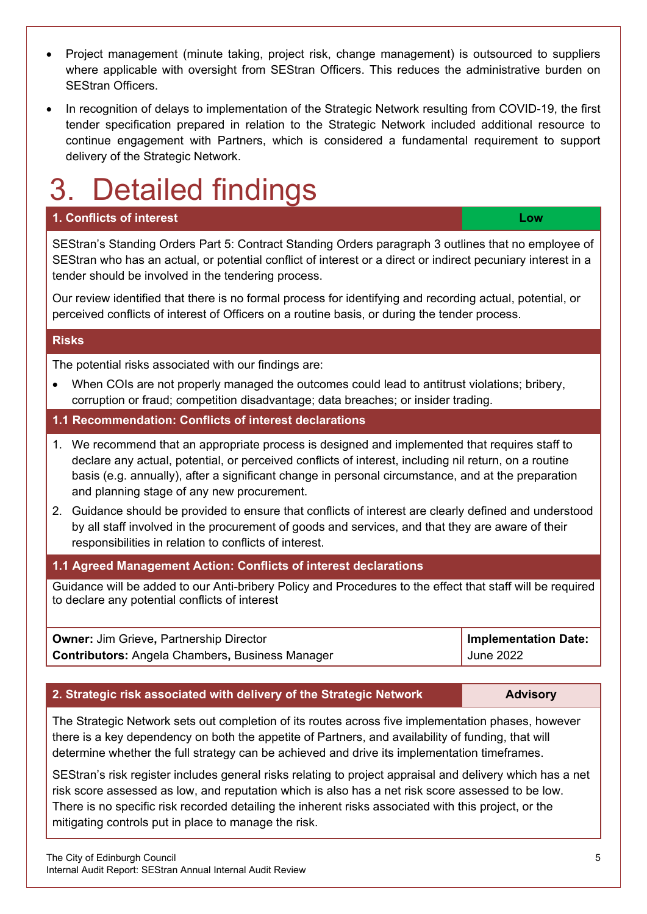- Project management (minute taking, project risk, change management) is outsourced to suppliers where applicable with oversight from SEStran Officers. This reduces the administrative burden on SEStran Officers.
- In recognition of delays to implementation of the Strategic Network resulting from COVID-19, the first tender specification prepared in relation to the Strategic Network included additional resource to continue engagement with Partners, which is considered a fundamental requirement to support delivery of the Strategic Network.

# 3. Detailed findings

| 1. Conflicts of interest | Low |
|---|---|

SEStran's Standing Orders Part 5: Contract Standing Orders paragraph 3 outlines that no employee of SEStran who has an actual, or potential conflict of interest or a direct or indirect pecuniary interest in a tender should be involved in the tendering process.

Our review identified that there is no formal process for identifying and recording actual, potential, or perceived conflicts of interest of Officers on a routine basis, or during the tender process.

**Risks**

The potential risks associated with our findings are:

- When COIs are not properly managed the outcomes could lead to antitrust violations; bribery, corruption or fraud; competition disadvantage; data breaches; or insider trading.

**1.1 Recommendation: Conflicts of interest declarations**

1. We recommend that an appropriate process is designed and implemented that requires staff to declare any actual, potential, or perceived conflicts of interest, including nil return, on a routine basis (e.g. annually), after a significant change in personal circumstance, and at the preparation and planning stage of any new procurement.
2. Guidance should be provided to ensure that conflicts of interest are clearly defined and understood by all staff involved in the procurement of goods and services, and that they are aware of their responsibilities in relation to conflicts of interest.

**1.1 Agreed Management Action: Conflicts of interest declarations**

Guidance will be added to our Anti-bribery Policy and Procedures to the effect that staff will be required to declare any potential conflicts of interest

| **Owner:** Jim Grieve**,** Partnership Director<br>**Contributors:** Angela Chambers**,** Business Manager | **Implementation Date:**<br>June 2022 |
|---|---|

| 2. Strategic risk associated with delivery of the Strategic Network | Advisory |
|---|---|

The Strategic Network sets out completion of its routes across five implementation phases, however there is a key dependency on both the appetite of Partners, and availability of funding, that will determine whether the full strategy can be achieved and drive its implementation timeframes.

SEStran's risk register includes general risks relating to project appraisal and delivery which has a net risk score assessed as low, and reputation which is also has a net risk score assessed to be low. There is no specific risk recorded detailing the inherent risks associated with this project, or the mitigating controls put in place to manage the risk.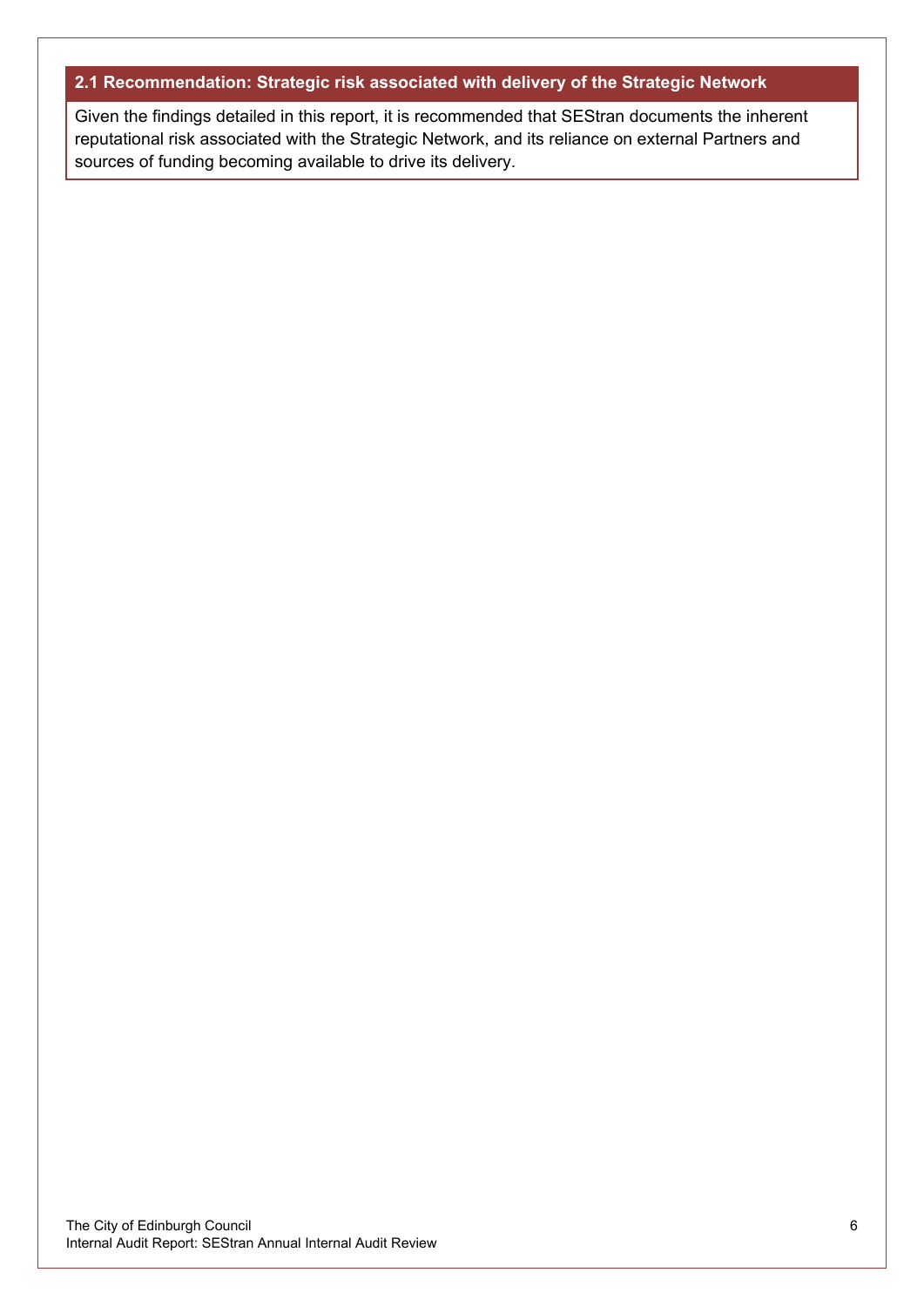### 2.1 Recommendation: Strategic risk associated with delivery of the Strategic Network

Given the findings detailed in this report, it is recommended that SEStran documents the inherent reputational risk associated with the Strategic Network, and its reliance on external Partners and sources of funding becoming available to drive its delivery.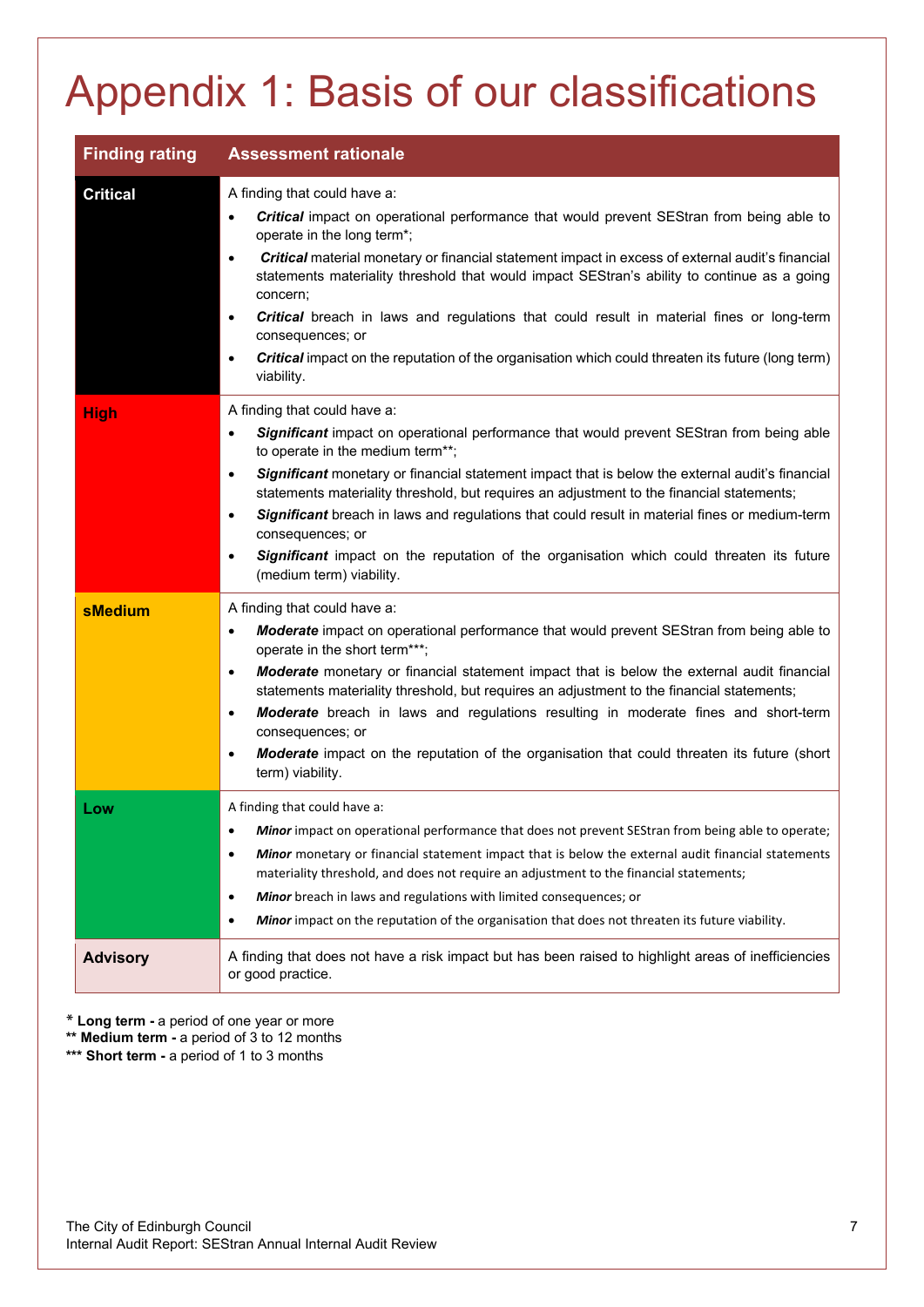# Appendix 1: Basis of our classifications

| Finding rating | Assessment rationale |
|---|---|
| **Critical** | A finding that could have a:<br>• ***Critical*** impact on operational performance that would prevent SEStran from being able to operate in the long term*;<br>• ***Critical*** material monetary or financial statement impact in excess of external audit's financial statements materiality threshold that would impact SEStran's ability to continue as a going concern;<br>• ***Critical*** breach in laws and regulations that could result in material fines or long-term consequences; or<br>• ***Critical*** impact on the reputation of the organisation which could threaten its future (long term) viability. |
| **High** | A finding that could have a:<br>• ***Significant*** impact on operational performance that would prevent SEStran from being able to operate in the medium term**;<br>• ***Significant*** monetary or financial statement impact that is below the external audit's financial statements materiality threshold, but requires an adjustment to the financial statements;<br>• ***Significant*** breach in laws and regulations that could result in material fines or medium-term consequences; or<br>• ***Significant*** impact on the reputation of the organisation which could threaten its future (medium term) viability. |
| **sMedium** | A finding that could have a:<br>• ***Moderate*** impact on operational performance that would prevent SEStran from being able to operate in the short term***;<br>• ***Moderate*** monetary or financial statement impact that is below the external audit financial statements materiality threshold, but requires an adjustment to the financial statements;<br>• ***Moderate*** breach in laws and regulations resulting in moderate fines and short-term consequences; or<br>• ***Moderate*** impact on the reputation of the organisation that could threaten its future (short term) viability. |
| **Low** | A finding that could have a:<br>• ***Minor*** impact on operational performance that does not prevent SEStran from being able to operate;<br>• ***Minor*** monetary or financial statement impact that is below the external audit financial statements materiality threshold, and does not require an adjustment to the financial statements;<br>• ***Minor*** breach in laws and regulations with limited consequences; or<br>• ***Minor*** impact on the reputation of the organisation that does not threaten its future viability. |
| **Advisory** | A finding that does not have a risk impact but has been raised to highlight areas of inefficiencies or good practice. |

\* **Long term -** a period of one year or more
\** **Medium term -** a period of 3 to 12 months
\*** **Short term -** a period of 1 to 3 months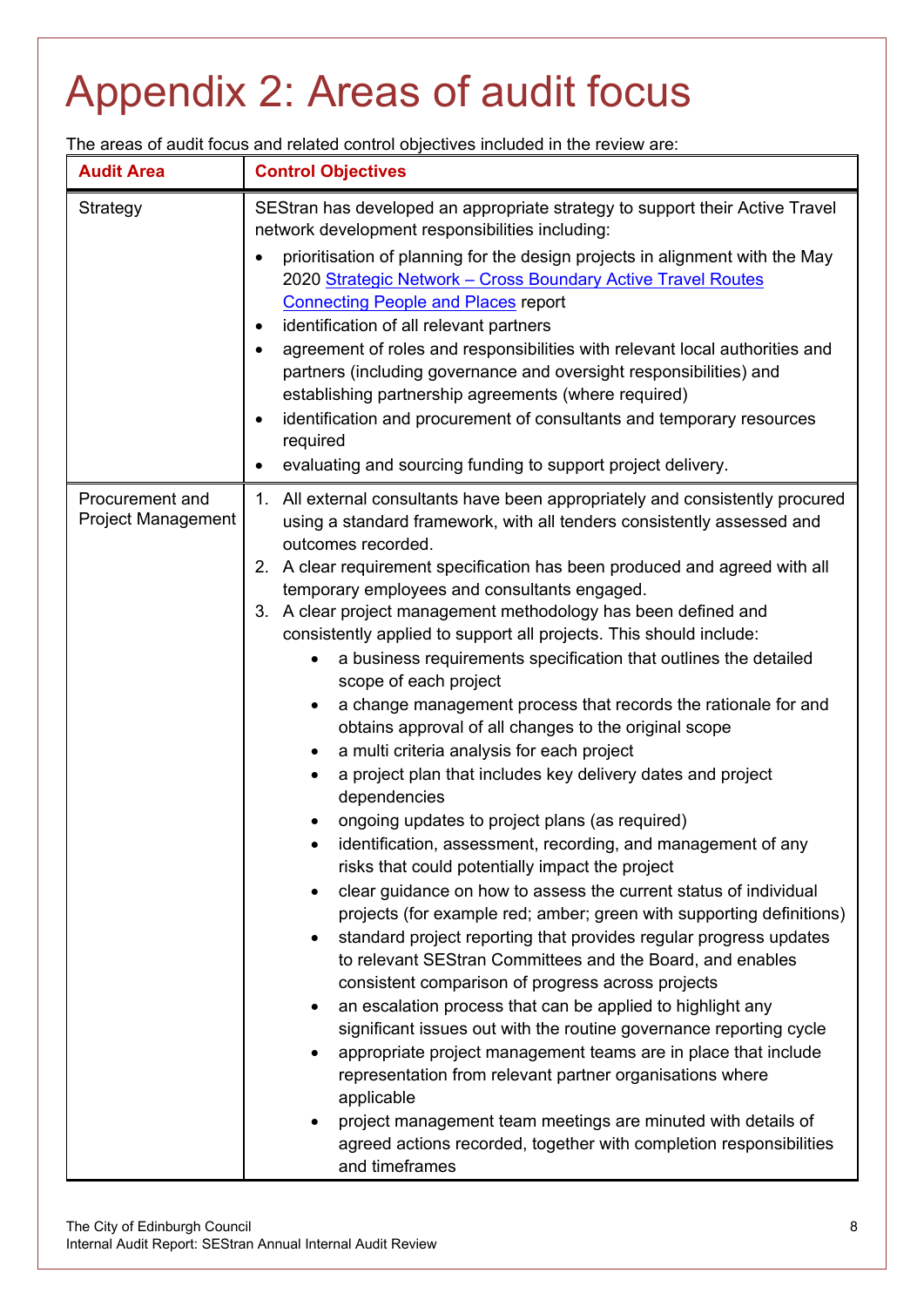# Appendix 2: Areas of audit focus

The areas of audit focus and related control objectives included in the review are:

| Audit Area | Control Objectives |
|---|---|
| Strategy | SEStran has developed an appropriate strategy to support their Active Travel network development responsibilities including:<br>• prioritisation of planning for the design projects in alignment with the May 2020 [Strategic Network – Cross Boundary Active Travel Routes Connecting People and Places]() report<br>• identification of all relevant partners<br>• agreement of roles and responsibilities with relevant local authorities and partners (including governance and oversight responsibilities) and establishing partnership agreements (where required)<br>• identification and procurement of consultants and temporary resources required<br>• evaluating and sourcing funding to support project delivery. |
| Procurement and Project Management | 1. All external consultants have been appropriately and consistently procured using a standard framework, with all tenders consistently assessed and outcomes recorded.<br>2. A clear requirement specification has been produced and agreed with all temporary employees and consultants engaged.<br>3. A clear project management methodology has been defined and consistently applied to support all projects. This should include:<br>• a business requirements specification that outlines the detailed scope of each project<br>• a change management process that records the rationale for and obtains approval of all changes to the original scope<br>• a multi criteria analysis for each project<br>• a project plan that includes key delivery dates and project dependencies<br>• ongoing updates to project plans (as required)<br>• identification, assessment, recording, and management of any risks that could potentially impact the project<br>• clear guidance on how to assess the current status of individual projects (for example red; amber; green with supporting definitions)<br>• standard project reporting that provides regular progress updates to relevant SEStran Committees and the Board, and enables consistent comparison of progress across projects<br>• an escalation process that can be applied to highlight any significant issues out with the routine governance reporting cycle<br>• appropriate project management teams are in place that include representation from relevant partner organisations where applicable<br>• project management team meetings are minuted with details of agreed actions recorded, together with completion responsibilities and timeframes |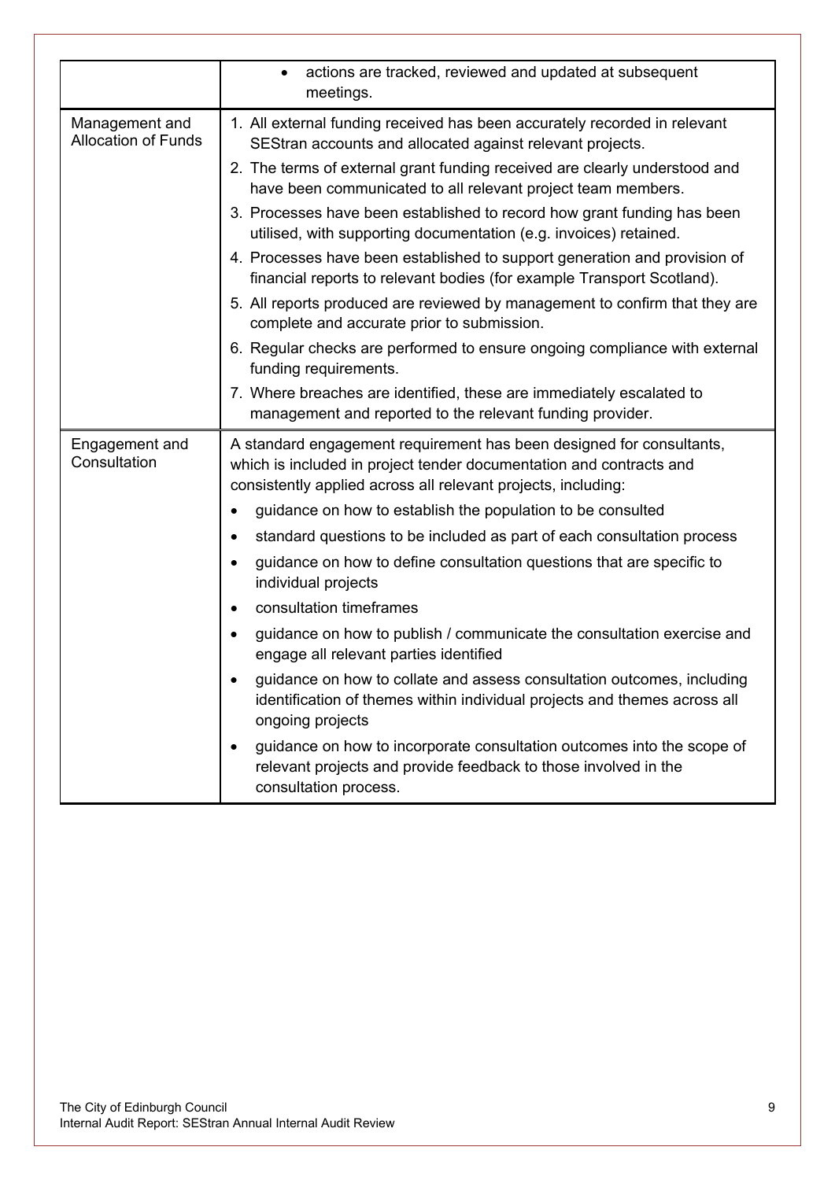| | |
|---|---|
| | • actions are tracked, reviewed and updated at subsequent meetings. |
| Management and Allocation of Funds | 1. All external funding received has been accurately recorded in relevant SEStran accounts and allocated against relevant projects.<br>2. The terms of external grant funding received are clearly understood and have been communicated to all relevant project team members.<br>3. Processes have been established to record how grant funding has been utilised, with supporting documentation (e.g. invoices) retained.<br>4. Processes have been established to support generation and provision of financial reports to relevant bodies (for example Transport Scotland).<br>5. All reports produced are reviewed by management to confirm that they are complete and accurate prior to submission.<br>6. Regular checks are performed to ensure ongoing compliance with external funding requirements.<br>7. Where breaches are identified, these are immediately escalated to management and reported to the relevant funding provider. |
| Engagement and Consultation | A standard engagement requirement has been designed for consultants, which is included in project tender documentation and contracts and consistently applied across all relevant projects, including:<br>• guidance on how to establish the population to be consulted<br>• standard questions to be included as part of each consultation process<br>• guidance on how to define consultation questions that are specific to individual projects<br>• consultation timeframes<br>• guidance on how to publish / communicate the consultation exercise and engage all relevant parties identified<br>• guidance on how to collate and assess consultation outcomes, including identification of themes within individual projects and themes across all ongoing projects<br>• guidance on how to incorporate consultation outcomes into the scope of relevant projects and provide feedback to those involved in the consultation process. |